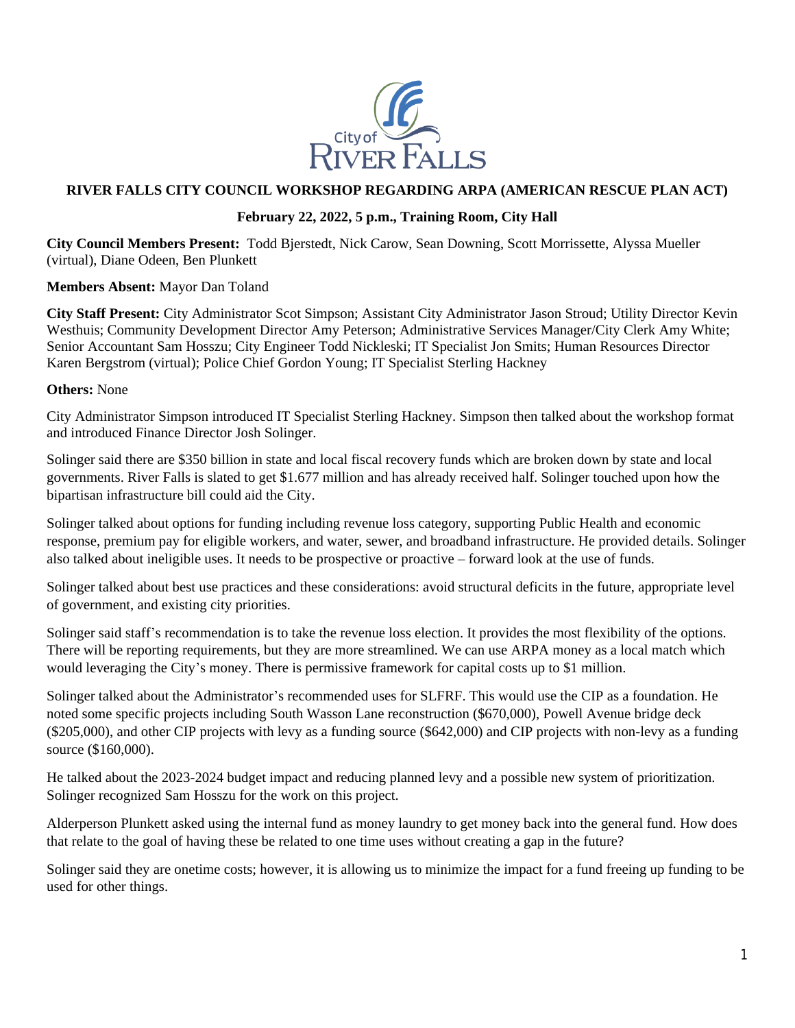# RIVER FALLS CITY COUNCIL WORKSHOP REGARDING ARPA (AMERICAN RESCUE PLAN ACT)

## February 22, 2022, 5 p.m., Training Room, City Hall

**City Council Members Present:** Todd Bjerstedt, Nick Carow, Sean Downing, Scott Morrissette, Alyssa Mueller (virtual), Diane Odeen, Ben Plunkett

**Members Absent:** Mayor Dan Toland

**City Staff Present:** City Administrator Scot Simpson; Assistant City Administrator Jason Stroud; Utility Director Kevin Westhuis; Community Development Director Amy Peterson; Administrative Services Manager/City Clerk Amy White; Senior Accountant Sam Hosszu; City Engineer Todd Nickleski; IT Specialist Jon Smits; Human Resources Director Karen Bergstrom (virtual); Police Chief Gordon Young; IT Specialist Sterling Hackney

**Others:** None

City Administrator Simpson introduced IT Specialist Sterling Hackney. Simpson then talked about the workshop format and introduced Finance Director Josh Solinger.

Solinger said there are $350 billion in state and local fiscal recovery funds which are broken down by state and local governments. River Falls is slated to get $1.677 million and has already received half. Solinger touched upon how the bipartisan infrastructure bill could aid the City.

Solinger talked about options for funding including revenue loss category, supporting Public Health and economic response, premium pay for eligible workers, and water, sewer, and broadband infrastructure. He provided details. Solinger also talked about ineligible uses. It needs to be prospective or proactive – forward look at the use of funds.

Solinger talked about best use practices and these considerations: avoid structural deficits in the future, appropriate level of government, and existing city priorities.

Solinger said staff's recommendation is to take the revenue loss election. It provides the most flexibility of the options. There will be reporting requirements, but they are more streamlined. We can use ARPA money as a local match which would leveraging the City's money. There is permissive framework for capital costs up to $1 million.

Solinger talked about the Administrator's recommended uses for SLFRF. This would use the CIP as a foundation. He noted some specific projects including South Wasson Lane reconstruction ($670,000), Powell Avenue bridge deck ($205,000), and other CIP projects with levy as a funding source ($642,000) and CIP projects with non-levy as a funding source ($160,000).

He talked about the 2023-2024 budget impact and reducing planned levy and a possible new system of prioritization. Solinger recognized Sam Hosszu for the work on this project.

Alderperson Plunkett asked using the internal fund as money laundry to get money back into the general fund. How does that relate to the goal of having these be related to one time uses without creating a gap in the future?

Solinger said they are onetime costs; however, it is allowing us to minimize the impact for a fund freeing up funding to be used for other things.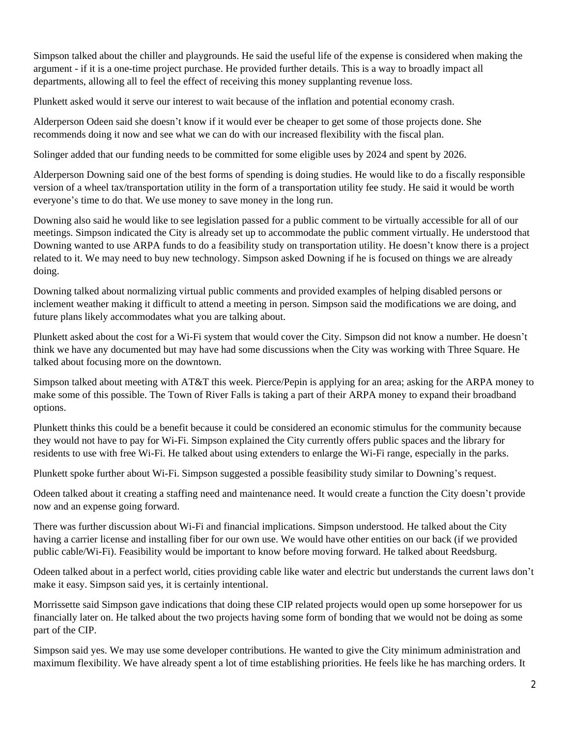Simpson talked about the chiller and playgrounds. He said the useful life of the expense is considered when making the argument - if it is a one-time project purchase. He provided further details. This is a way to broadly impact all departments, allowing all to feel the effect of receiving this money supplanting revenue loss.

Plunkett asked would it serve our interest to wait because of the inflation and potential economy crash.

Alderperson Odeen said she doesn't know if it would ever be cheaper to get some of those projects done. She recommends doing it now and see what we can do with our increased flexibility with the fiscal plan.

Solinger added that our funding needs to be committed for some eligible uses by 2024 and spent by 2026.

Alderperson Downing said one of the best forms of spending is doing studies. He would like to do a fiscally responsible version of a wheel tax/transportation utility in the form of a transportation utility fee study. He said it would be worth everyone's time to do that. We use money to save money in the long run.

Downing also said he would like to see legislation passed for a public comment to be virtually accessible for all of our meetings. Simpson indicated the City is already set up to accommodate the public comment virtually. He understood that Downing wanted to use ARPA funds to do a feasibility study on transportation utility. He doesn't know there is a project related to it. We may need to buy new technology. Simpson asked Downing if he is focused on things we are already doing.

Downing talked about normalizing virtual public comments and provided examples of helping disabled persons or inclement weather making it difficult to attend a meeting in person. Simpson said the modifications we are doing, and future plans likely accommodates what you are talking about.

Plunkett asked about the cost for a Wi-Fi system that would cover the City. Simpson did not know a number. He doesn't think we have any documented but may have had some discussions when the City was working with Three Square. He talked about focusing more on the downtown.

Simpson talked about meeting with AT&T this week. Pierce/Pepin is applying for an area; asking for the ARPA money to make some of this possible. The Town of River Falls is taking a part of their ARPA money to expand their broadband options.

Plunkett thinks this could be a benefit because it could be considered an economic stimulus for the community because they would not have to pay for Wi-Fi. Simpson explained the City currently offers public spaces and the library for residents to use with free Wi-Fi. He talked about using extenders to enlarge the Wi-Fi range, especially in the parks.

Plunkett spoke further about Wi-Fi. Simpson suggested a possible feasibility study similar to Downing's request.

Odeen talked about it creating a staffing need and maintenance need. It would create a function the City doesn't provide now and an expense going forward.

There was further discussion about Wi-Fi and financial implications. Simpson understood. He talked about the City having a carrier license and installing fiber for our own use. We would have other entities on our back (if we provided public cable/Wi-Fi). Feasibility would be important to know before moving forward. He talked about Reedsburg.

Odeen talked about in a perfect world, cities providing cable like water and electric but understands the current laws don't make it easy. Simpson said yes, it is certainly intentional.

Morrissette said Simpson gave indications that doing these CIP related projects would open up some horsepower for us financially later on. He talked about the two projects having some form of bonding that we would not be doing as some part of the CIP.

Simpson said yes. We may use some developer contributions. He wanted to give the City minimum administration and maximum flexibility. We have already spent a lot of time establishing priorities. He feels like he has marching orders. It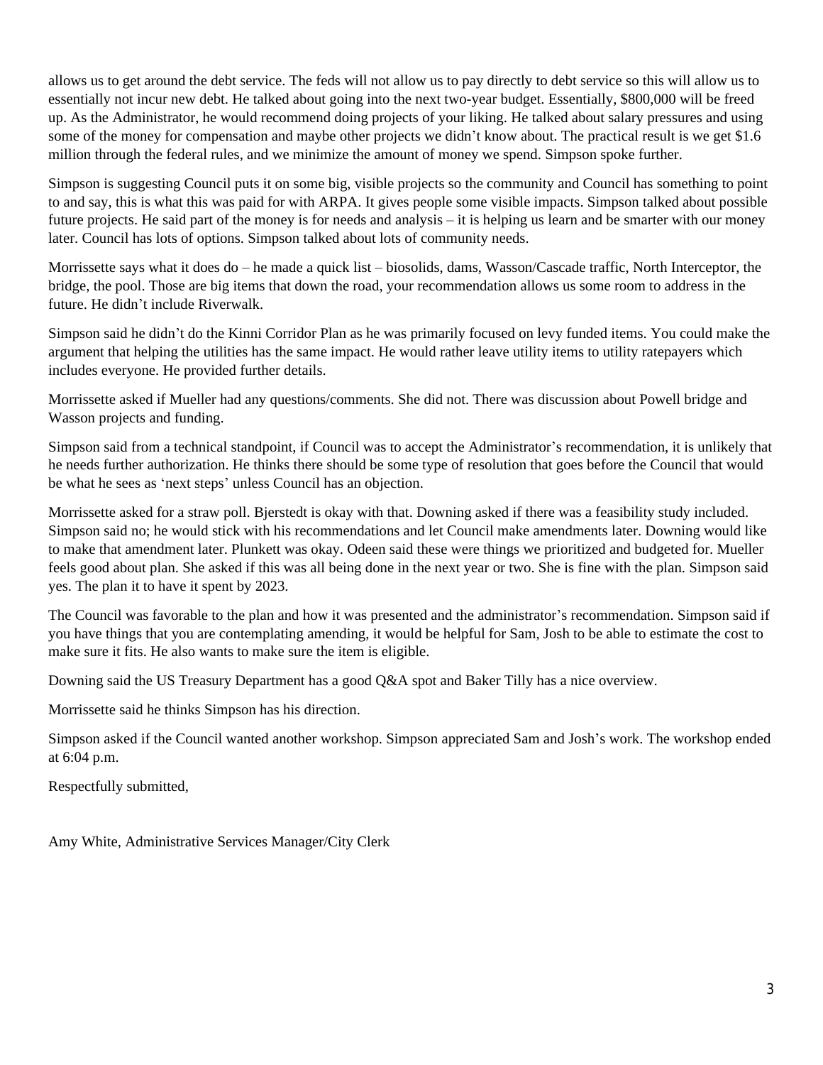allows us to get around the debt service. The feds will not allow us to pay directly to debt service so this will allow us to essentially not incur new debt. He talked about going into the next two-year budget. Essentially, $800,000 will be freed up. As the Administrator, he would recommend doing projects of your liking. He talked about salary pressures and using some of the money for compensation and maybe other projects we didn't know about. The practical result is we get $1.6 million through the federal rules, and we minimize the amount of money we spend. Simpson spoke further.

Simpson is suggesting Council puts it on some big, visible projects so the community and Council has something to point to and say, this is what this was paid for with ARPA. It gives people some visible impacts. Simpson talked about possible future projects. He said part of the money is for needs and analysis – it is helping us learn and be smarter with our money later. Council has lots of options. Simpson talked about lots of community needs.

Morrissette says what it does do – he made a quick list – biosolids, dams, Wasson/Cascade traffic, North Interceptor, the bridge, the pool. Those are big items that down the road, your recommendation allows us some room to address in the future. He didn't include Riverwalk.

Simpson said he didn't do the Kinni Corridor Plan as he was primarily focused on levy funded items. You could make the argument that helping the utilities has the same impact. He would rather leave utility items to utility ratepayers which includes everyone. He provided further details.

Morrissette asked if Mueller had any questions/comments. She did not. There was discussion about Powell bridge and Wasson projects and funding.

Simpson said from a technical standpoint, if Council was to accept the Administrator's recommendation, it is unlikely that he needs further authorization. He thinks there should be some type of resolution that goes before the Council that would be what he sees as 'next steps' unless Council has an objection.

Morrissette asked for a straw poll. Bjerstedt is okay with that. Downing asked if there was a feasibility study included. Simpson said no; he would stick with his recommendations and let Council make amendments later. Downing would like to make that amendment later. Plunkett was okay. Odeen said these were things we prioritized and budgeted for. Mueller feels good about plan. She asked if this was all being done in the next year or two. She is fine with the plan. Simpson said yes. The plan it to have it spent by 2023.

The Council was favorable to the plan and how it was presented and the administrator's recommendation. Simpson said if you have things that you are contemplating amending, it would be helpful for Sam, Josh to be able to estimate the cost to make sure it fits. He also wants to make sure the item is eligible.

Downing said the US Treasury Department has a good Q&A spot and Baker Tilly has a nice overview.

Morrissette said he thinks Simpson has his direction.

Simpson asked if the Council wanted another workshop. Simpson appreciated Sam and Josh's work. The workshop ended at 6:04 p.m.

Respectfully submitted,

Amy White, Administrative Services Manager/City Clerk